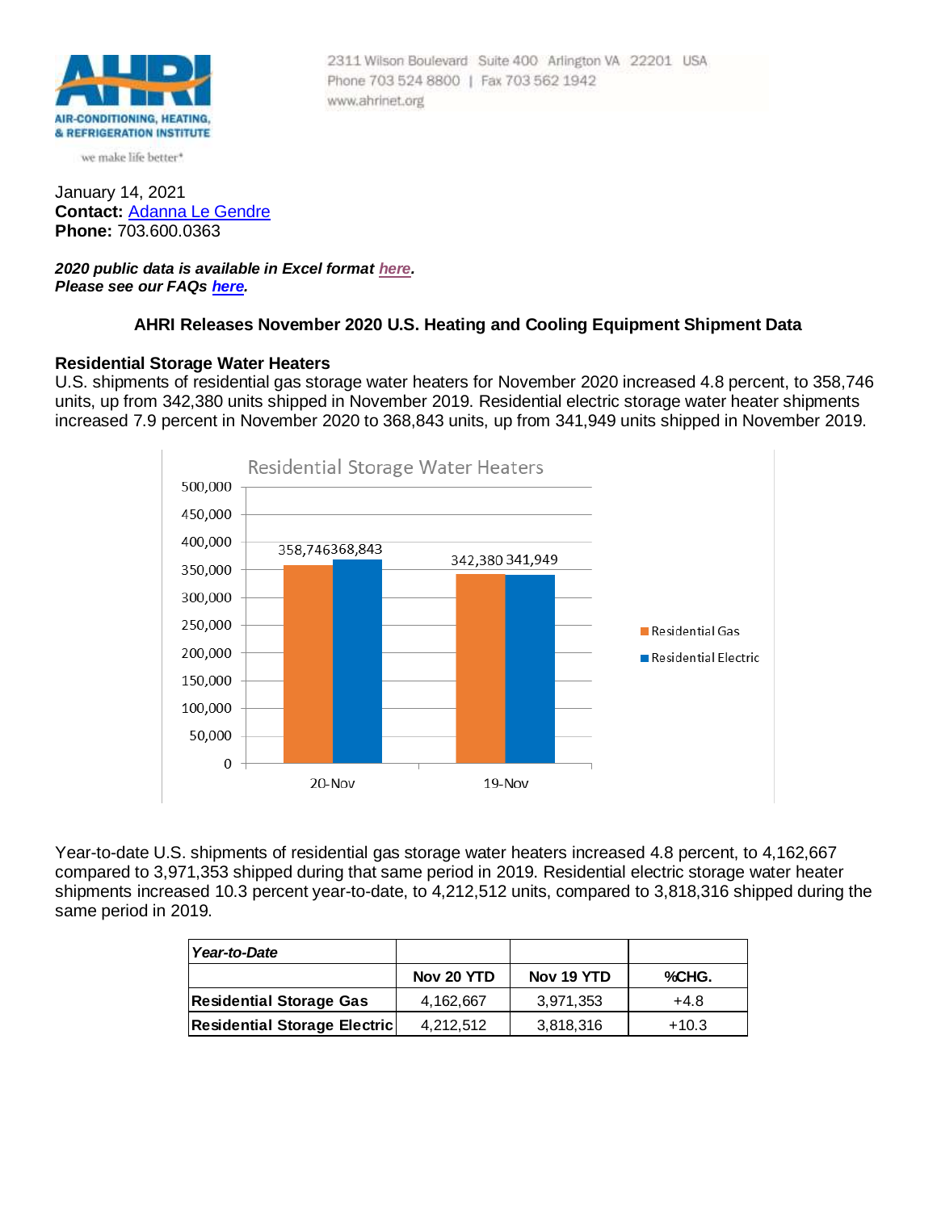2311 Wilson Boulevard Suite 400 Arlington VA 22201 USA
Phone 703 524 8800 | Fax 703 562 1942
www.ahrinet.org

January 14, 2021
**Contact:** Adanna Le Gendre
**Phone:** 703.600.0363

***2020 public data is available in Excel format here.***
***Please see our FAQs here.***

### AHRI Releases November 2020 U.S. Heating and Cooling Equipment Shipment Data

**Residential Storage Water Heaters**
U.S. shipments of residential gas storage water heaters for November 2020 increased 4.8 percent, to 358,746 units, up from 342,380 units shipped in November 2019. Residential electric storage water heater shipments increased 7.9 percent in November 2020 to 368,843 units, up from 341,949 units shipped in November 2019.

Residential Storage Water Heaters

| | Residential Gas | Residential Electric |
|---|---|---|
| 20-Nov | 358,746 | 368,843 |
| 19-Nov | 342,380 | 341,949 |

Year-to-date U.S. shipments of residential gas storage water heaters increased 4.8 percent, to 4,162,667 compared to 3,971,353 shipped during that same period in 2019. Residential electric storage water heater shipments increased 10.3 percent year-to-date, to 4,212,512 units, compared to 3,818,316 shipped during the same period in 2019.

| *Year-to-Date* | | | |
|---|---|---|---|
| | **Nov 20 YTD** | **Nov 19 YTD** | **%CHG.** |
| **Residential Storage Gas** | 4,162,667 | 3,971,353 | +4.8 |
| **Residential Storage Electric** | 4,212,512 | 3,818,316 | +10.3 |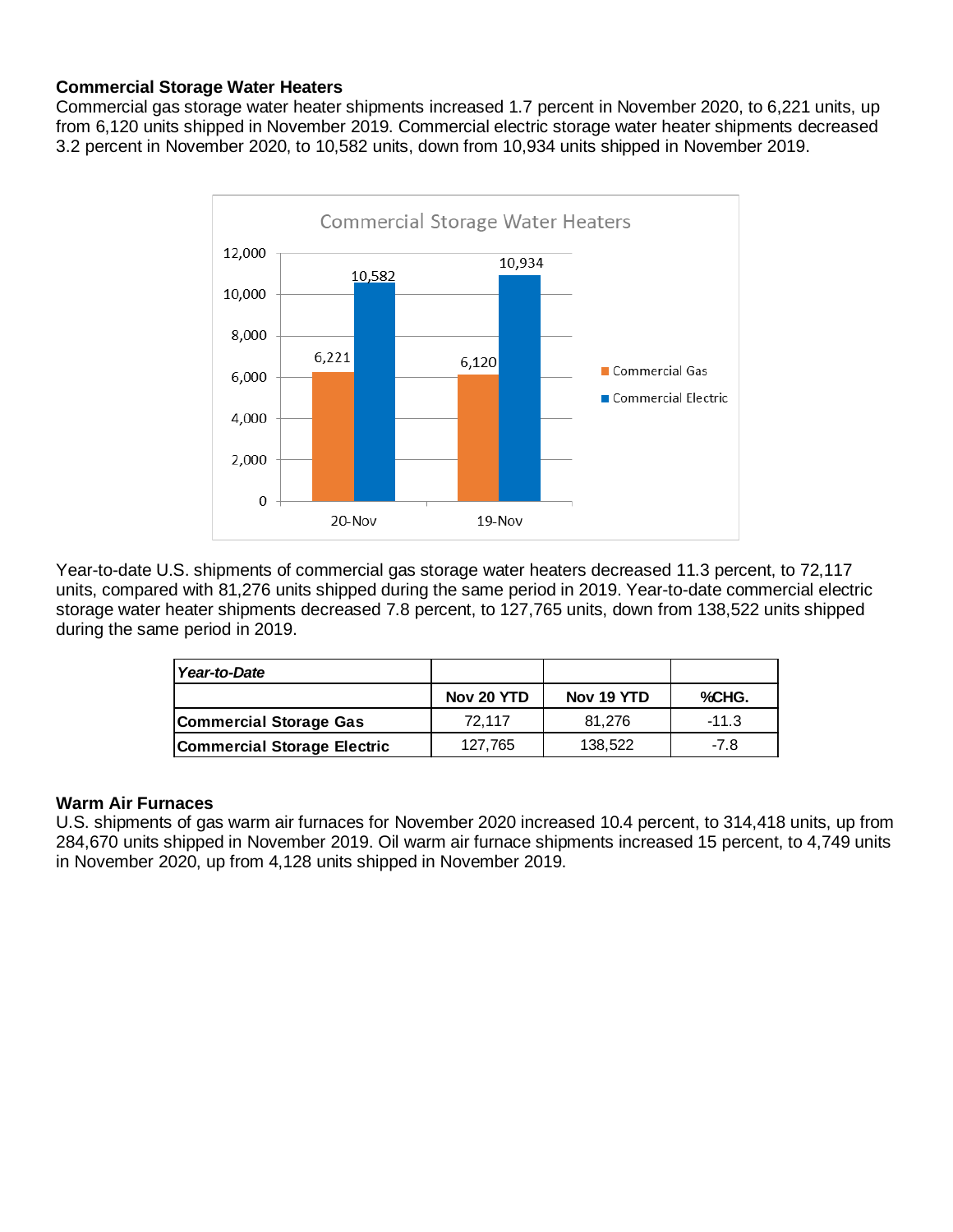**Commercial Storage Water Heaters**

Commercial gas storage water heater shipments increased 1.7 percent in November 2020, to 6,221 units, up from 6,120 units shipped in November 2019. Commercial electric storage water heater shipments decreased 3.2 percent in November 2020, to 10,582 units, down from 10,934 units shipped in November 2019.

Commercial Storage Water Heaters

| | Commercial Gas | Commercial Electric |
|---|---|---|
| 20-Nov | 6,221 | 10,582 |
| 19-Nov | 6,120 | 10,934 |

Year-to-date U.S. shipments of commercial gas storage water heaters decreased 11.3 percent, to 72,117 units, compared with 81,276 units shipped during the same period in 2019. Year-to-date commercial electric storage water heater shipments decreased 7.8 percent, to 127,765 units, down from 138,522 units shipped during the same period in 2019.

| *Year-to-Date* | | | |
|---|---|---|---|
| | **Nov 20 YTD** | **Nov 19 YTD** | **%CHG.** |
| **Commercial Storage Gas** | 72,117 | 81,276 | -11.3 |
| **Commercial Storage Electric** | 127,765 | 138,522 | -7.8 |

**Warm Air Furnaces**

U.S. shipments of gas warm air furnaces for November 2020 increased 10.4 percent, to 314,418 units, up from 284,670 units shipped in November 2019. Oil warm air furnace shipments increased 15 percent, to 4,749 units in November 2020, up from 4,128 units shipped in November 2019.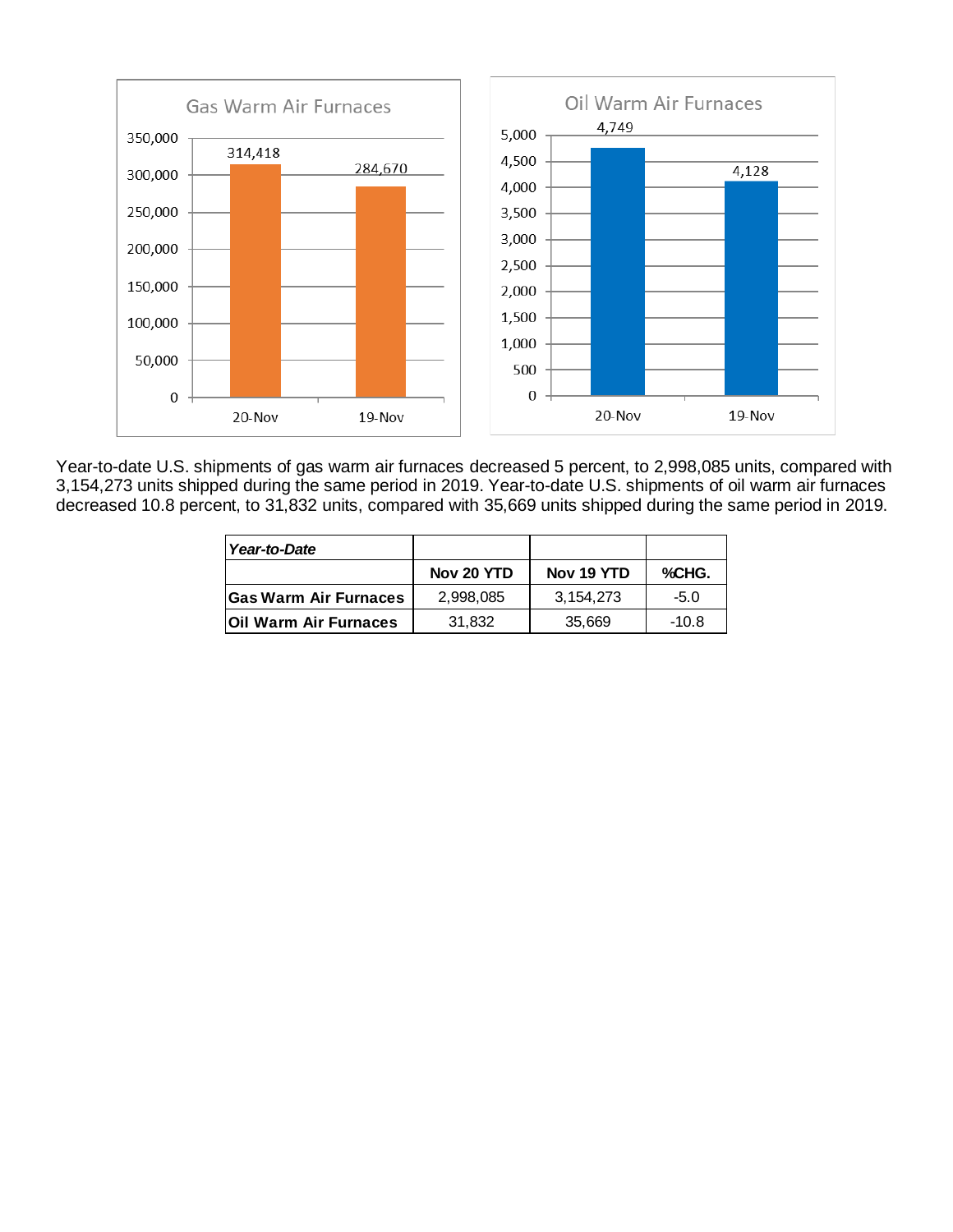Gas Warm Air Furnaces

| | Units |
|---|---|
| 20-Nov | 314,418 |
| 19-Nov | 284,670 |

Oil Warm Air Furnaces

| | Units |
|---|---|
| 20-Nov | 4,749 |
| 19-Nov | 4,128 |

Year-to-date U.S. shipments of gas warm air furnaces decreased 5 percent, to 2,998,085 units, compared with 3,154,273 units shipped during the same period in 2019. Year-to-date U.S. shipments of oil warm air furnaces decreased 10.8 percent, to 31,832 units, compared with 35,669 units shipped during the same period in 2019.

| ***Year-to-Date*** | | | |
|---|---|---|---|
| | **Nov 20 YTD** | **Nov 19 YTD** | **%CHG.** |
| **Gas Warm Air Furnaces** | 2,998,085 | 3,154,273 | -5.0 |
| **Oil Warm Air Furnaces** | 31,832 | 35,669 | -10.8 |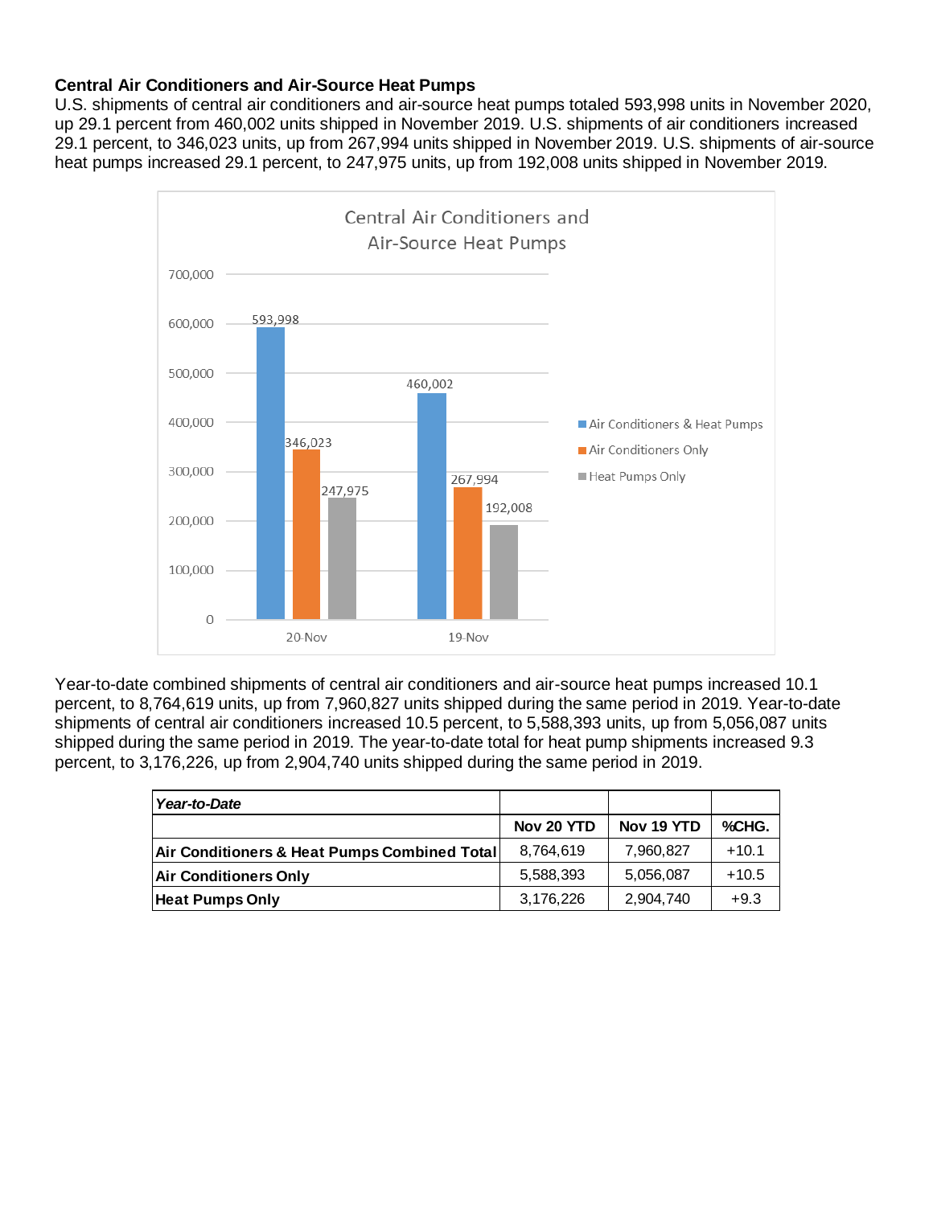**Central Air Conditioners and Air-Source Heat Pumps**

U.S. shipments of central air conditioners and air-source heat pumps totaled 593,998 units in November 2020, up 29.1 percent from 460,002 units shipped in November 2019. U.S. shipments of air conditioners increased 29.1 percent, to 346,023 units, up from 267,994 units shipped in November 2019. U.S. shipments of air-source heat pumps increased 29.1 percent, to 247,975 units, up from 192,008 units shipped in November 2019.

Central Air Conditioners and Air-Source Heat Pumps

| | 20-Nov | 19-Nov |
|---|---|---|
| Air Conditioners & Heat Pumps | 593,998 | 460,002 |
| Air Conditioners Only | 346,023 | 267,994 |
| Heat Pumps Only | 247,975 | 192,008 |

Year-to-date combined shipments of central air conditioners and air-source heat pumps increased 10.1 percent, to 8,764,619 units, up from 7,960,827 units shipped during the same period in 2019. Year-to-date shipments of central air conditioners increased 10.5 percent, to 5,588,393 units, up from 5,056,087 units shipped during the same period in 2019. The year-to-date total for heat pump shipments increased 9.3 percent, to 3,176,226, up from 2,904,740 units shipped during the same period in 2019.

| ***Year-to-Date*** | | | |
|---|---|---|---|
| | **Nov 20 YTD** | **Nov 19 YTD** | **%CHG.** |
| **Air Conditioners & Heat Pumps Combined Total** | 8,764,619 | 7,960,827 | +10.1 |
| **Air Conditioners Only** | 5,588,393 | 5,056,087 | +10.5 |
| **Heat Pumps Only** | 3,176,226 | 2,904,740 | +9.3 |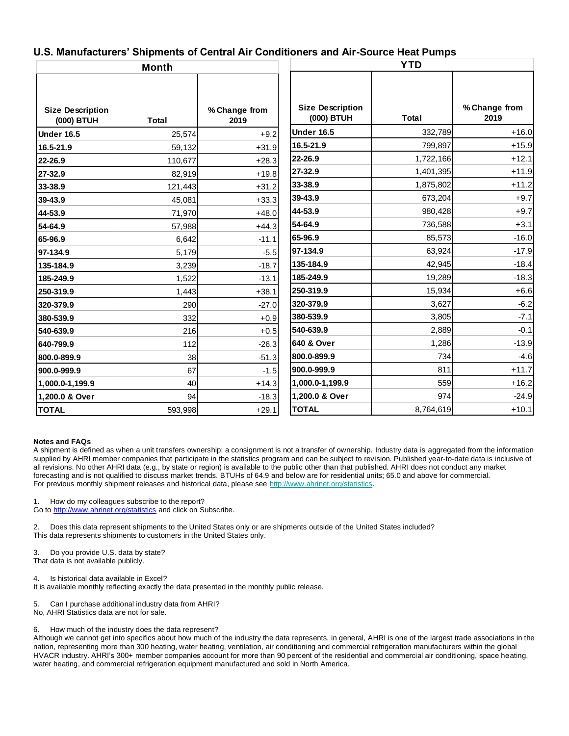## U.S. Manufacturers' Shipments of Central Air Conditioners and Air-Source Heat Pumps

| Month | | | YTD | | |
|---|---|---|---|---|---|
| **Size Description (000) BTUH** | **Total** | **% Change from 2019** | **Size Description (000) BTUH** | **Total** | **% Change from 2019** |
| **Under 16.5** | 25,574 | +9.2 | **Under 16.5** | 332,789 | +16.0 |
| **16.5-21.9** | 59,132 | +31.9 | **16.5-21.9** | 799,897 | +15.9 |
| **22-26.9** | 110,677 | +28.3 | **22-26.9** | 1,722,166 | +12.1 |
| **27-32.9** | 82,919 | +19.8 | **27-32.9** | 1,401,395 | +11.9 |
| **33-38.9** | 121,443 | +31.2 | **33-38.9** | 1,875,802 | +11.2 |
| **39-43.9** | 45,081 | +33.3 | **39-43.9** | 673,204 | +9.7 |
| **44-53.9** | 71,970 | +48.0 | **44-53.9** | 980,428 | +9.7 |
| **54-64.9** | 57,988 | +44.3 | **54-64.9** | 736,588 | +3.1 |
| **65-96.9** | 6,642 | -11.1 | **65-96.9** | 85,573 | -16.0 |
| **97-134.9** | 5,179 | -5.5 | **97-134.9** | 63,924 | -17.9 |
| **135-184.9** | 3,239 | -18.7 | **135-184.9** | 42,945 | -18.4 |
| **185-249.9** | 1,522 | -13.1 | **185-249.9** | 19,289 | -18.3 |
| **250-319.9** | 1,443 | +38.1 | **250-319.9** | 15,934 | +6.6 |
| **320-379.9** | 290 | -27.0 | **320-379.9** | 3,627 | -6.2 |
| **380-539.9** | 332 | +0.9 | **380-539.9** | 3,805 | -7.1 |
| **540-639.9** | 216 | +0.5 | **540-639.9** | 2,889 | -0.1 |
| **640-799.9** | 112 | -26.3 | **640 & Over** | 1,286 | -13.9 |
| **800.0-899.9** | 38 | -51.3 | **800.0-899.9** | 734 | -4.6 |
| **900.0-999.9** | 67 | -1.5 | **900.0-999.9** | 811 | +11.7 |
| **1,000.0-1,199.9** | 40 | +14.3 | **1,000.0-1,199.9** | 559 | +16.2 |
| **1,200.0 & Over** | 94 | -18.3 | **1,200.0 & Over** | 974 | -24.9 |
| **TOTAL** | 593,998 | +29.1 | **TOTAL** | 8,764,619 | +10.1 |

**Notes and FAQs**

A shipment is defined as when a unit transfers ownership; a consignment is not a transfer of ownership. Industry data is aggregated from the information supplied by AHRI member companies that participate in the statistics program and can be subject to revision. Published year-to-date data is inclusive of all revisions. No other AHRI data (e.g., by state or region) is available to the public other than that published. AHRI does not conduct any market forecasting and is not qualified to discuss market trends. BTUHs of 64.9 and below are for residential units; 65.0 and above for commercial.
For previous monthly shipment releases and historical data, please see http://www.ahrinet.org/statistics.

1. How do my colleagues subscribe to the report?
Go to http://www.ahrinet.org/statistics and click on Subscribe.

2. Does this data represent shipments to the United States only or are shipments outside of the United States included?
This data represents shipments to customers in the United States only.

3. Do you provide U.S. data by state?
That data is not available publicly.

4. Is historical data available in Excel?
It is available monthly reflecting exactly the data presented in the monthly public release.

5. Can I purchase additional industry data from AHRI?
No, AHRI Statistics data are not for sale.

6. How much of the industry does the data represent?
Although we cannot get into specifics about how much of the industry the data represents, in general, AHRI is one of the largest trade associations in the nation, representing more than 300 heating, water heating, ventilation, air conditioning and commercial refrigeration manufacturers within the global HVACR industry. AHRI's 300+ member companies account for more than 90 percent of the residential and commercial air conditioning, space heating, water heating, and commercial refrigeration equipment manufactured and sold in North America.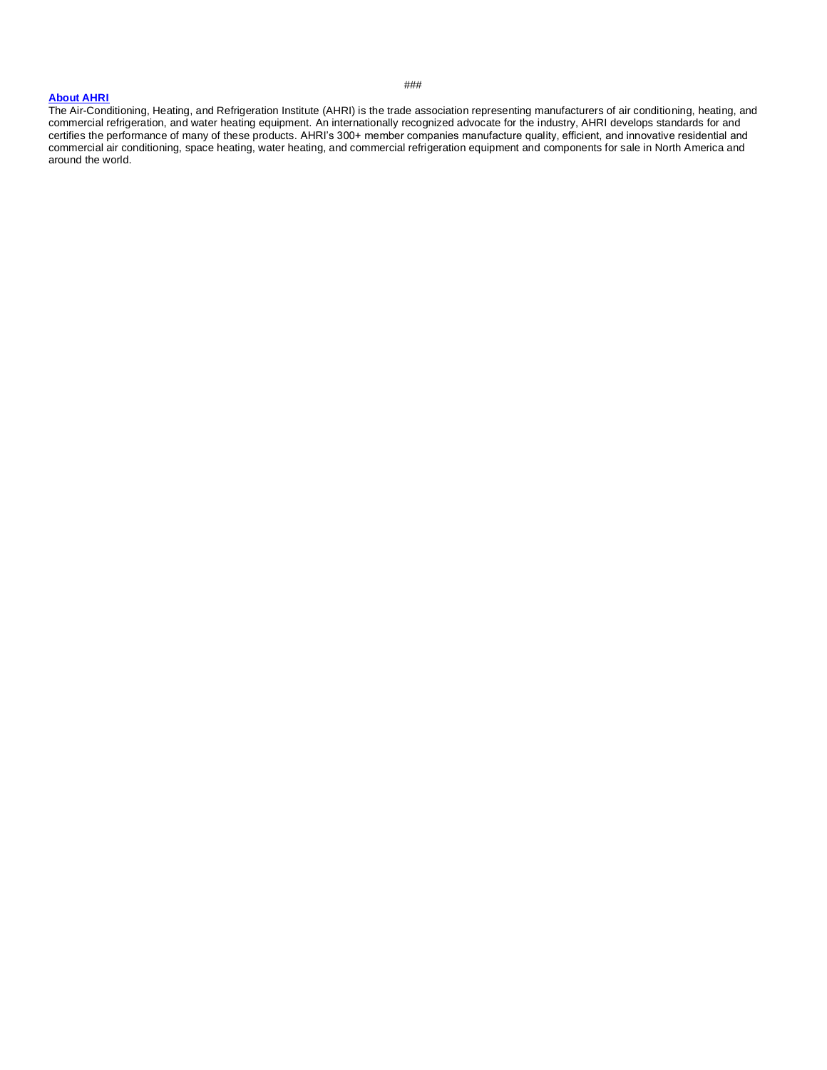###

**About AHRI**

The Air-Conditioning, Heating, and Refrigeration Institute (AHRI) is the trade association representing manufacturers of air conditioning, heating, and commercial refrigeration, and water heating equipment. An internationally recognized advocate for the industry, AHRI develops standards for and certifies the performance of many of these products. AHRI's 300+ member companies manufacture quality, efficient, and innovative residential and commercial air conditioning, space heating, water heating, and commercial refrigeration equipment and components for sale in North America and around the world.